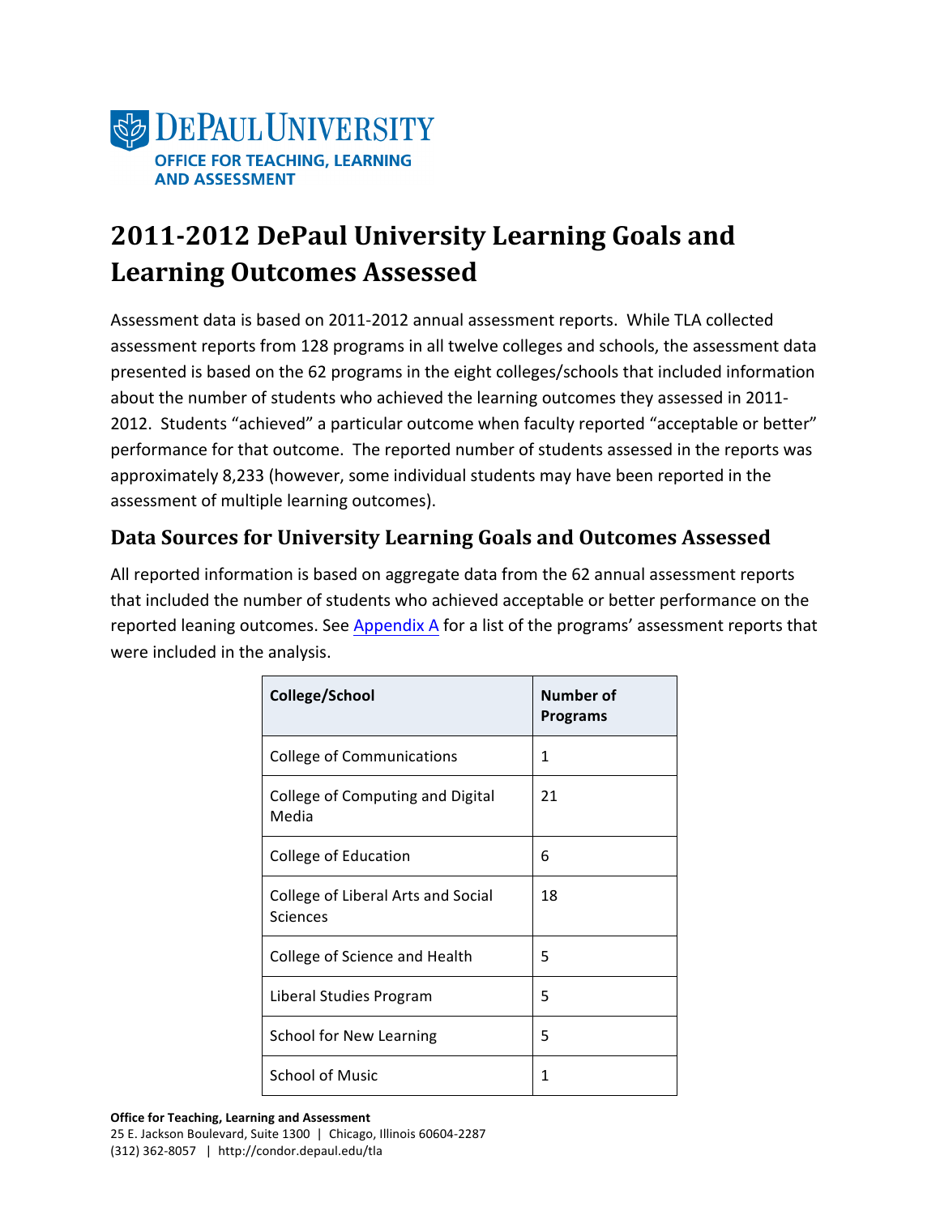DePaul University
OFFICE FOR TEACHING, LEARNING AND ASSESSMENT

# 2011-2012 DePaul University Learning Goals and Learning Outcomes Assessed

Assessment data is based on 2011-2012 annual assessment reports. While TLA collected assessment reports from 128 programs in all twelve colleges and schools, the assessment data presented is based on the 62 programs in the eight colleges/schools that included information about the number of students who achieved the learning outcomes they assessed in 2011-2012. Students "achieved" a particular outcome when faculty reported "acceptable or better" performance for that outcome. The reported number of students assessed in the reports was approximately 8,233 (however, some individual students may have been reported in the assessment of multiple learning outcomes).

## Data Sources for University Learning Goals and Outcomes Assessed

All reported information is based on aggregate data from the 62 annual assessment reports that included the number of students who achieved acceptable or better performance on the reported leaning outcomes. See Appendix A for a list of the programs' assessment reports that were included in the analysis.

| College/School | Number of Programs |
|---|---|
| College of Communications | 1 |
| College of Computing and Digital Media | 21 |
| College of Education | 6 |
| College of Liberal Arts and Social Sciences | 18 |
| College of Science and Health | 5 |
| Liberal Studies Program | 5 |
| School for New Learning | 5 |
| School of Music | 1 |

**Office for Teaching, Learning and Assessment**
25 E. Jackson Boulevard, Suite 1300 | Chicago, Illinois 60604-2287
(312) 362-8057 | http://condor.depaul.edu/tla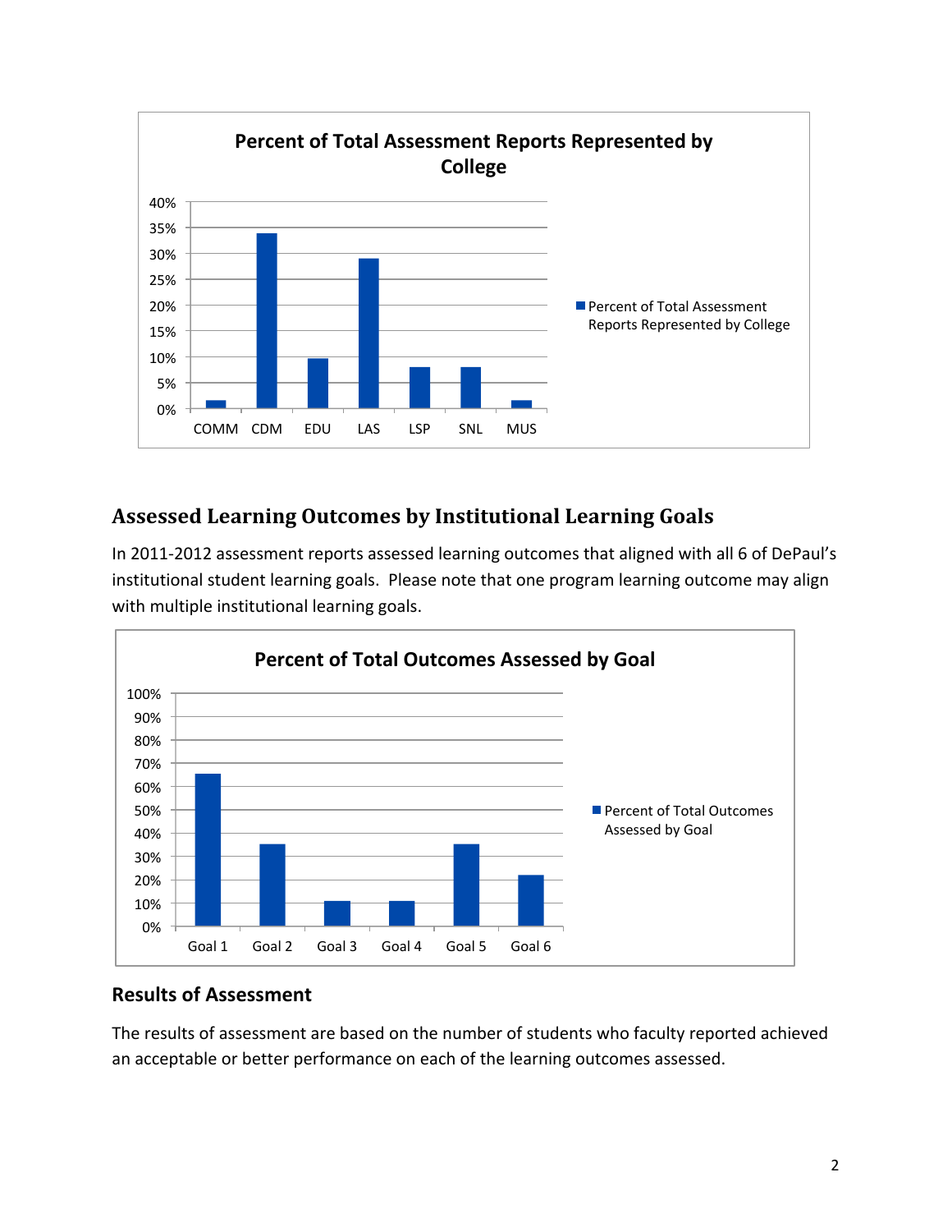**Percent of Total Assessment Reports Represented by College**

| College | Percent of Total Assessment Reports Represented by College |
|---|---|
| COMM | ~2% |
| CDM | ~34% |
| EDU | ~10% |
| LAS | ~29% |
| LSP | ~8% |
| SNL | ~8% |
| MUS | ~2% |

## Assessed Learning Outcomes by Institutional Learning Goals

In 2011-2012 assessment reports assessed learning outcomes that aligned with all 6 of DePaul's institutional student learning goals. Please note that one program learning outcome may align with multiple institutional learning goals.

**Percent of Total Outcomes Assessed by Goal**

| Goal | Percent of Total Outcomes Assessed by Goal |
|---|---|
| Goal 1 | ~65% |
| Goal 2 | ~35% |
| Goal 3 | ~11% |
| Goal 4 | ~11% |
| Goal 5 | ~35% |
| Goal 6 | ~22% |

### Results of Assessment

The results of assessment are based on the number of students who faculty reported achieved an acceptable or better performance on each of the learning outcomes assessed.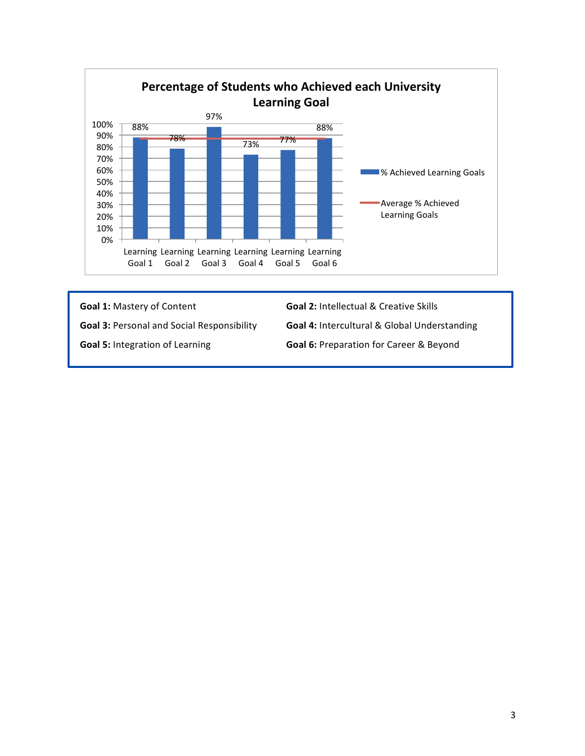**Percentage of Students who Achieved each University Learning Goal**

| | % Achieved Learning Goals |
|---|---|
| Learning Goal 1 | 88% |
| Learning Goal 2 | 78% |
| Learning Goal 3 | 97% |
| Learning Goal 4 | 73% |
| Learning Goal 5 | 77% |
| Learning Goal 6 | 88% |

Legend: % Achieved Learning Goals; Average % Achieved Learning Goals

**Goal 1:** Mastery of Content

**Goal 2:** Intellectual & Creative Skills

**Goal 3:** Personal and Social Responsibility

**Goal 4:** Intercultural & Global Understanding

**Goal 5:** Integration of Learning

**Goal 6:** Preparation for Career & Beyond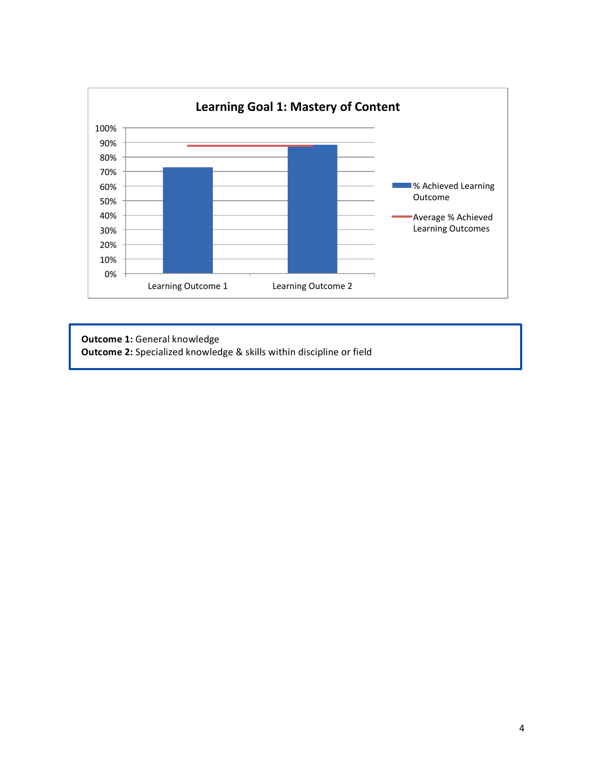**Learning Goal 1: Mastery of Content**

| | % Achieved Learning Outcome | Average % Achieved Learning Outcomes |
|---|---|---|
| Learning Outcome 1 | ~73% | ~88% |
| Learning Outcome 2 | ~88% | ~88% |

**Outcome 1:** General knowledge
**Outcome 2:** Specialized knowledge & skills within discipline or field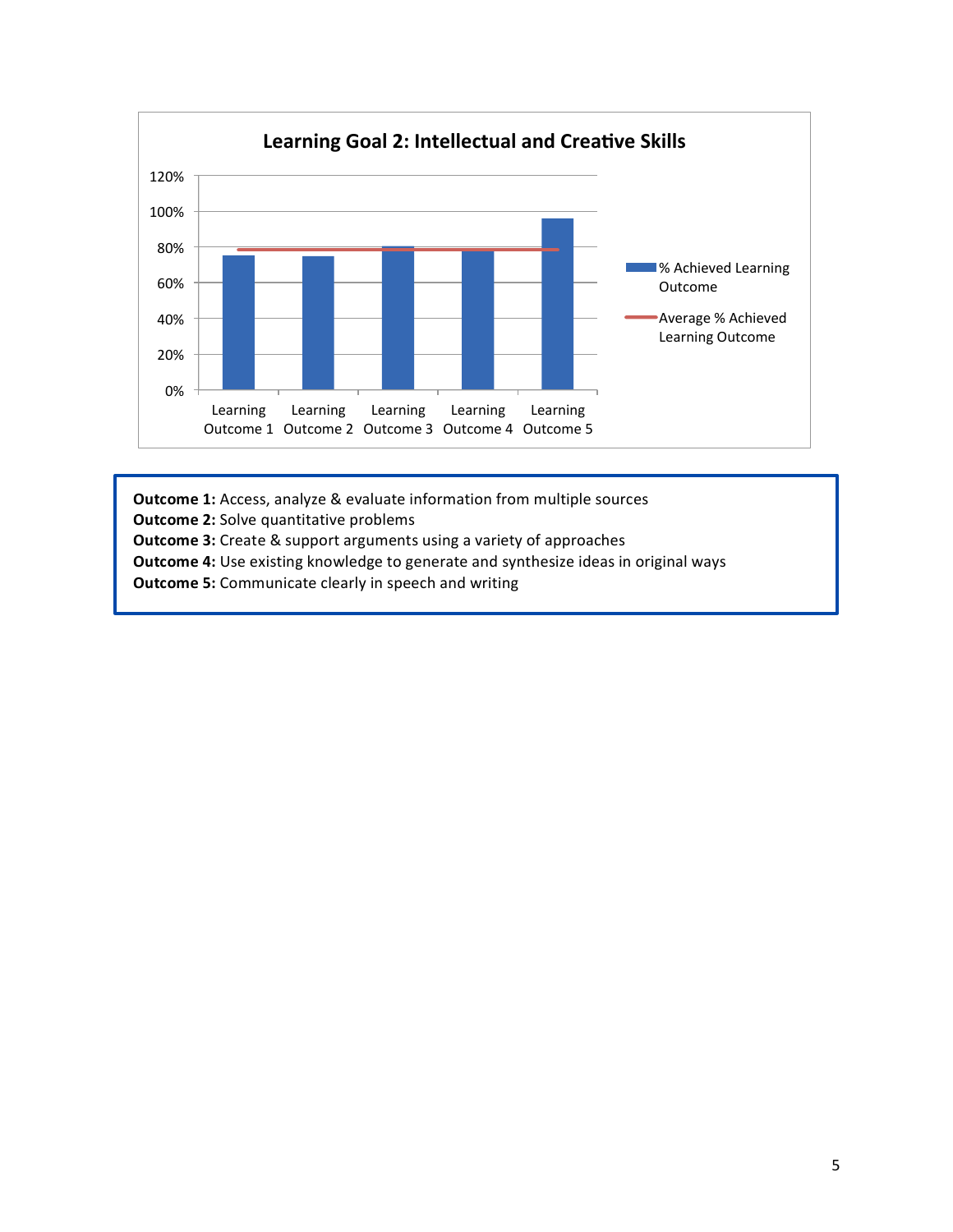**Learning Goal 2: Intellectual and Creative Skills**

**Outcome 1:** Access, analyze & evaluate information from multiple sources
**Outcome 2:** Solve quantitative problems
**Outcome 3:** Create & support arguments using a variety of approaches
**Outcome 4:** Use existing knowledge to generate and synthesize ideas in original ways
**Outcome 5:** Communicate clearly in speech and writing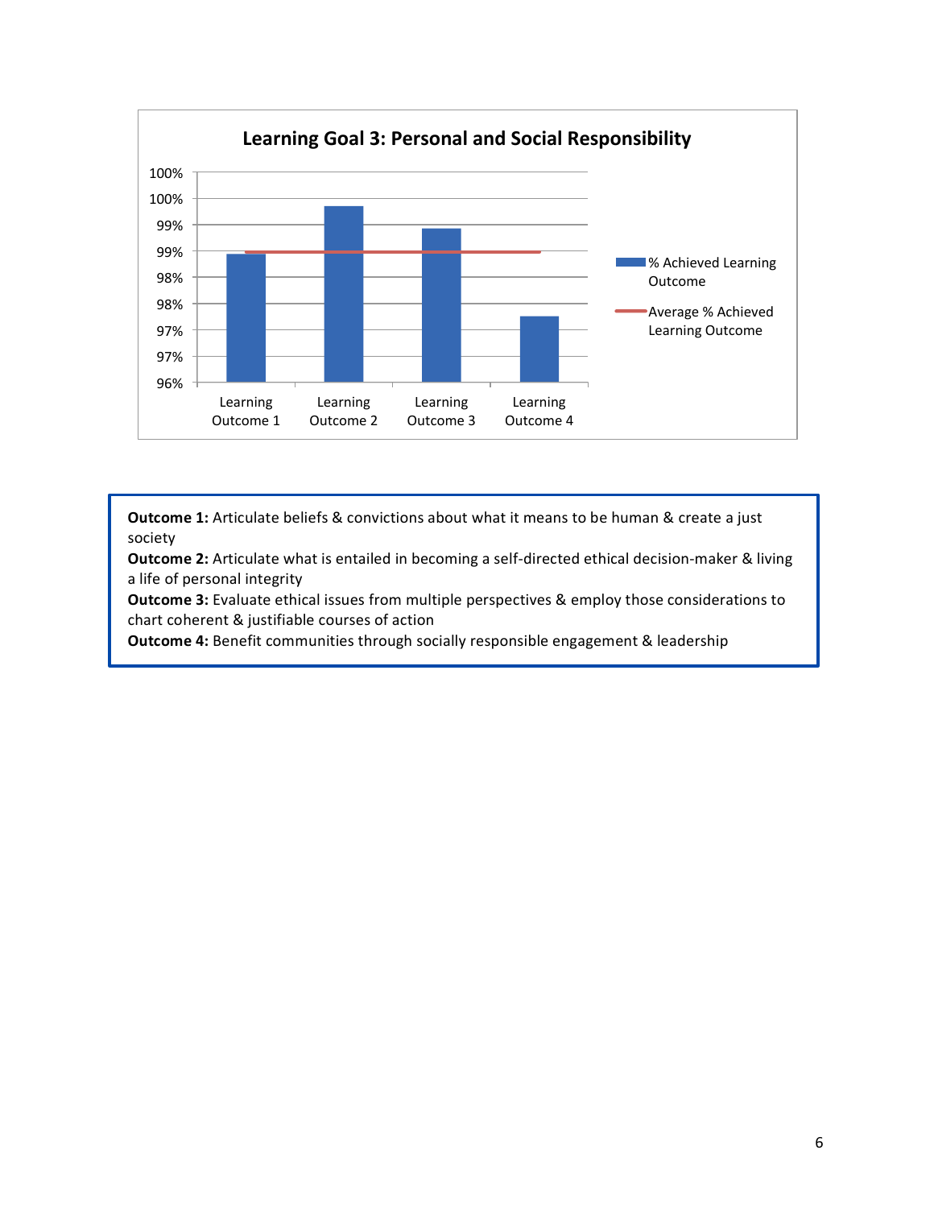**Learning Goal 3: Personal and Social Responsibility**

| | % Achieved Learning Outcome | Average % Achieved Learning Outcome |
|---|---|---|
| Learning Outcome 1 | | |
| Learning Outcome 2 | | |
| Learning Outcome 3 | | |
| Learning Outcome 4 | | |

**Outcome 1:** Articulate beliefs & convictions about what it means to be human & create a just society
**Outcome 2:** Articulate what is entailed in becoming a self-directed ethical decision-maker & living a life of personal integrity
**Outcome 3:** Evaluate ethical issues from multiple perspectives & employ those considerations to chart coherent & justifiable courses of action
**Outcome 4:** Benefit communities through socially responsible engagement & leadership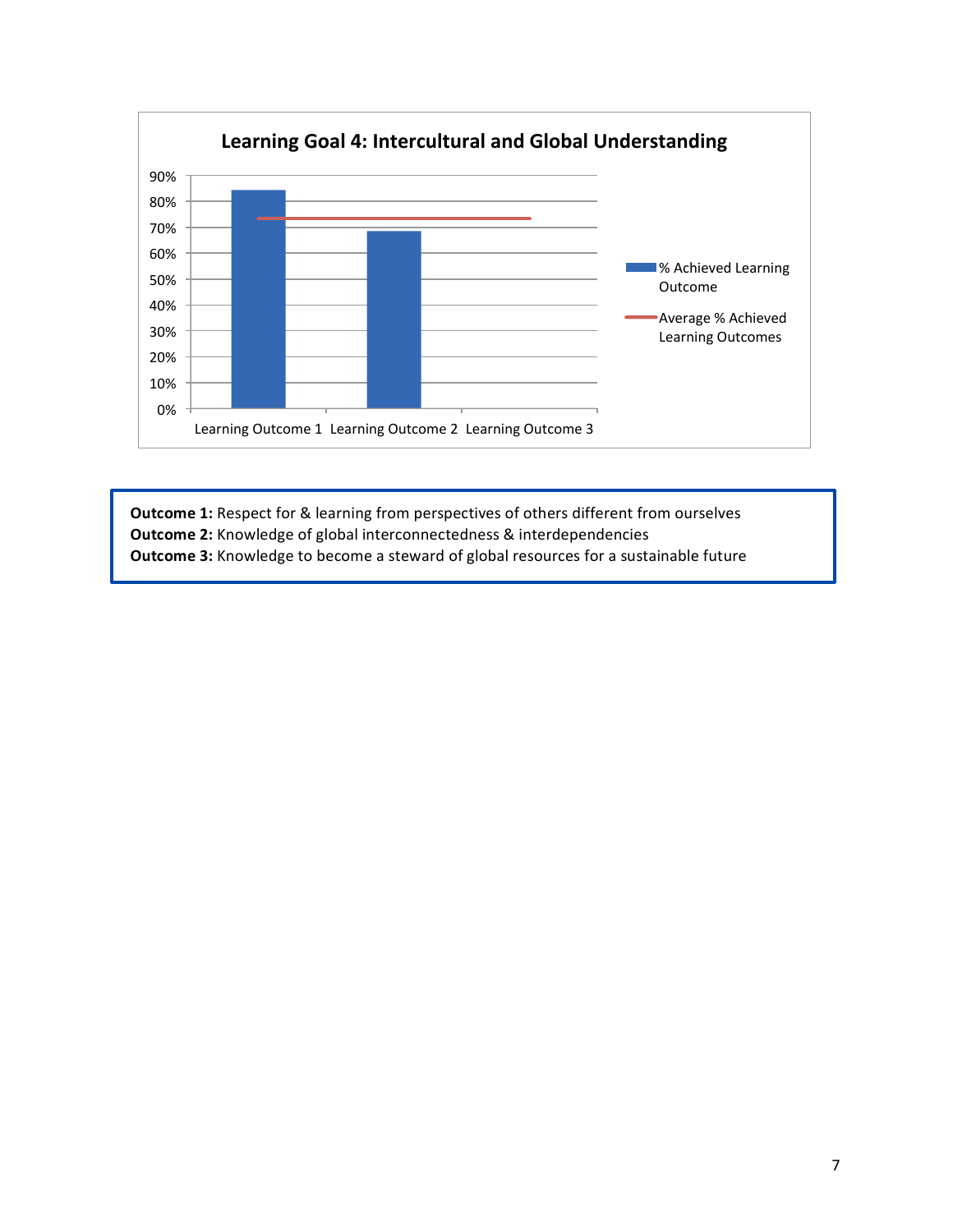## Learning Goal 4: Intercultural and Global Understanding

| | % Achieved Learning Outcome |
|---|---|
| Learning Outcome 1 | ~84% |
| Learning Outcome 2 | ~68% |
| Learning Outcome 3 | |

Average % Achieved Learning Outcomes: ~73%

**Outcome 1:** Respect for & learning from perspectives of others different from ourselves
**Outcome 2:** Knowledge of global interconnectedness & interdependencies
**Outcome 3:** Knowledge to become a steward of global resources for a sustainable future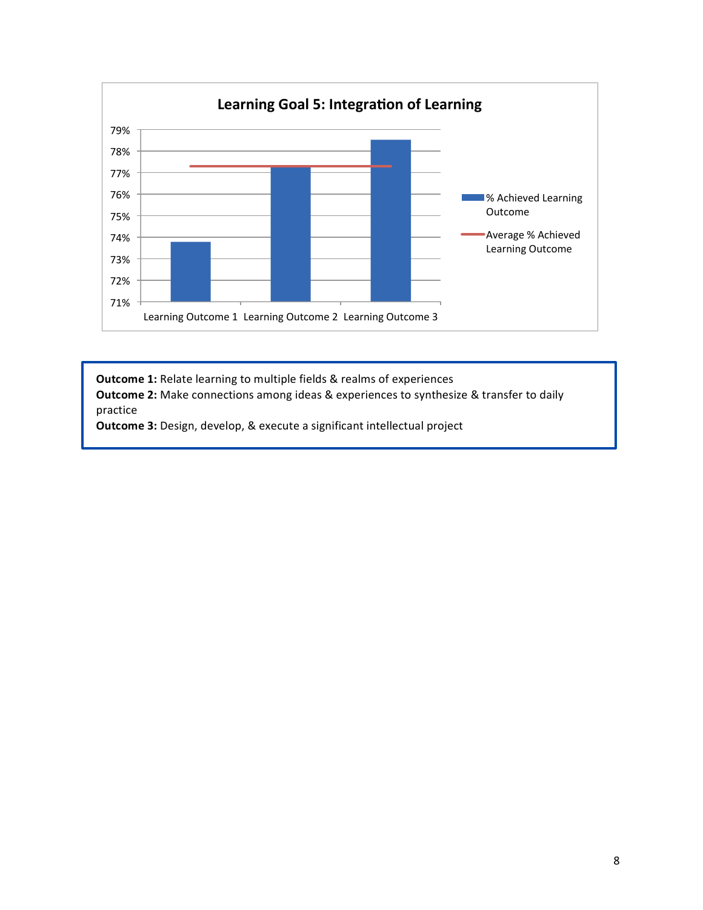**Learning Goal 5: Integration of Learning**

**Outcome 1:** Relate learning to multiple fields & realms of experiences
**Outcome 2:** Make connections among ideas & experiences to synthesize & transfer to daily practice
**Outcome 3:** Design, develop, & execute a significant intellectual project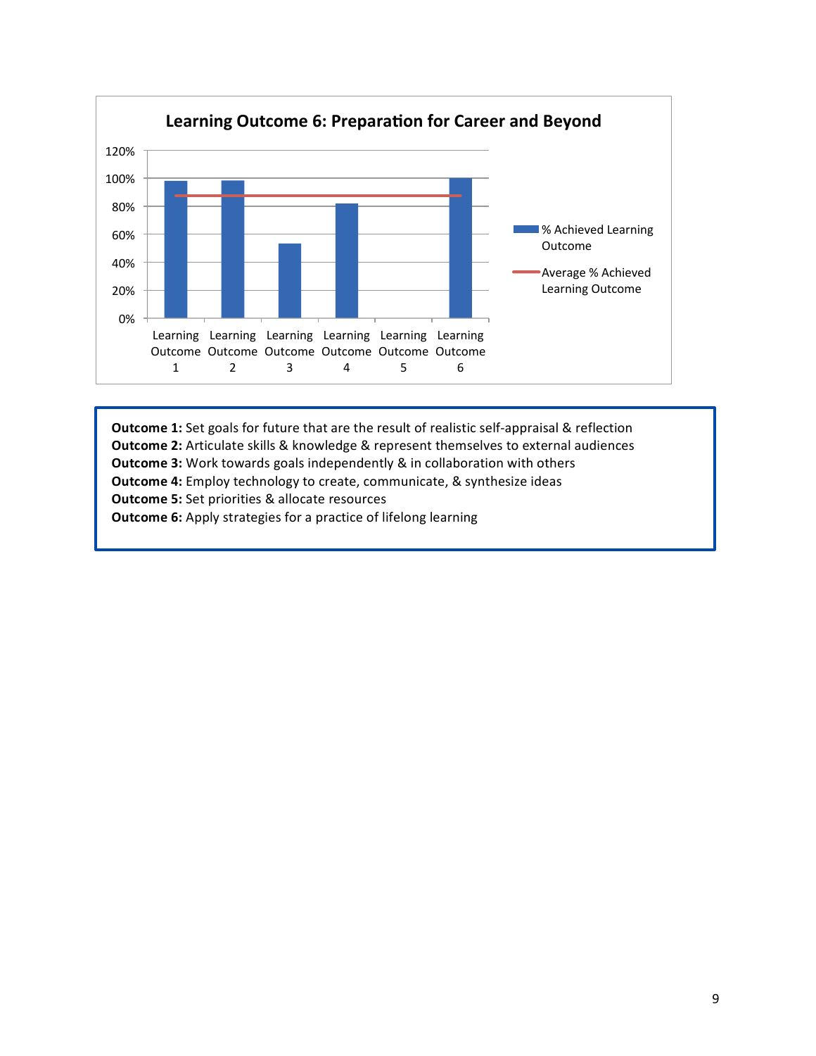**Learning Outcome 6: Preparation for Career and Beyond**

| | % Achieved Learning Outcome |
|---|---|
| Learning Outcome 1 | ~98% |
| Learning Outcome 2 | ~98% |
| Learning Outcome 3 | ~53% |
| Learning Outcome 4 | ~82% |
| Learning Outcome 5 | 0% |
| Learning Outcome 6 | 100% |

Average % Achieved Learning Outcome: ~88%

**Outcome 1:** Set goals for future that are the result of realistic self-appraisal & reflection
**Outcome 2:** Articulate skills & knowledge & represent themselves to external audiences
**Outcome 3:** Work towards goals independently & in collaboration with others
**Outcome 4:** Employ technology to create, communicate, & synthesize ideas
**Outcome 5:** Set priorities & allocate resources
**Outcome 6:** Apply strategies for a practice of lifelong learning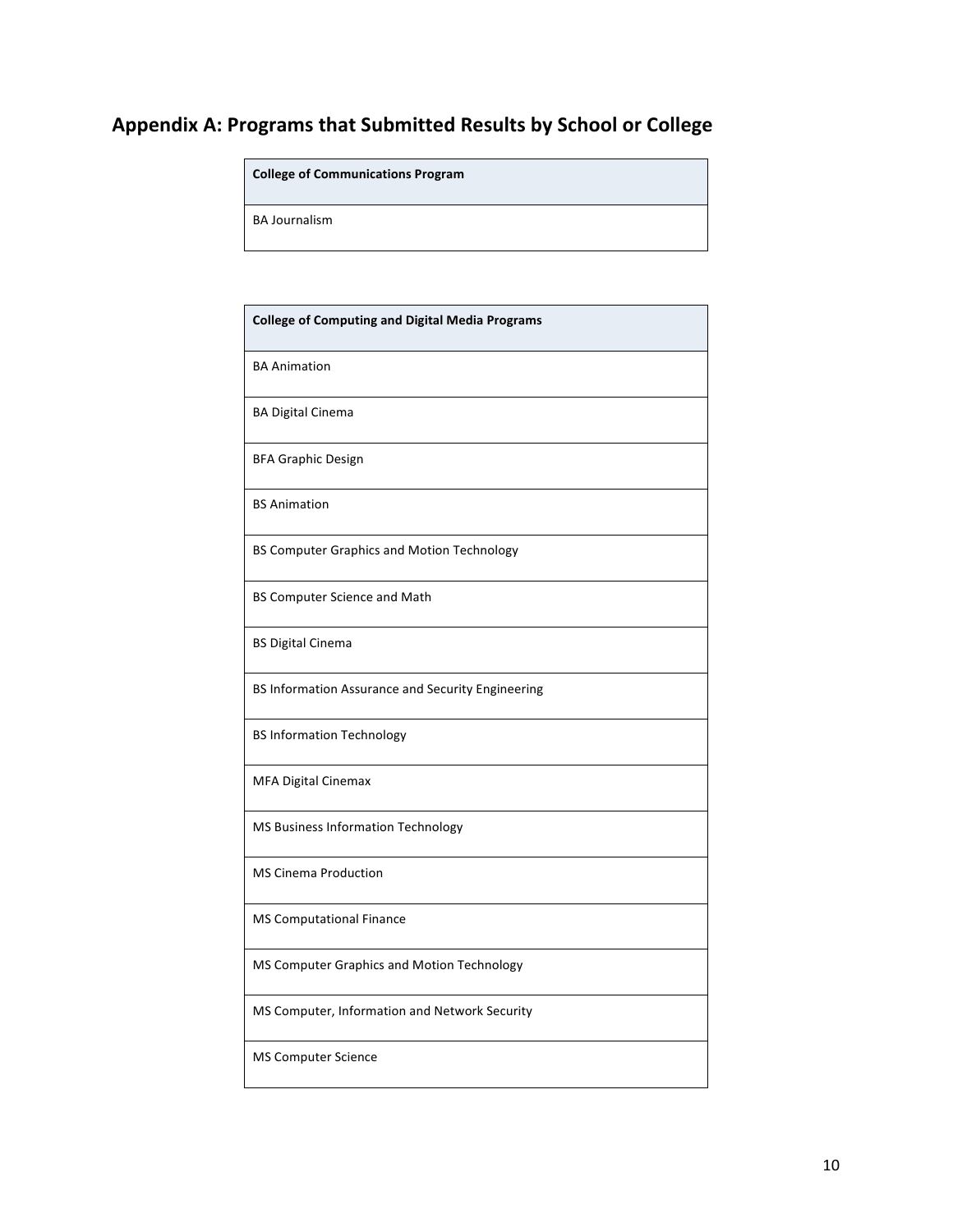## Appendix A: Programs that Submitted Results by School or College

| College of Communications Program |
| --- |
| BA Journalism |

| College of Computing and Digital Media Programs |
| --- |
| BA Animation |
| BA Digital Cinema |
| BFA Graphic Design |
| BS Animation |
| BS Computer Graphics and Motion Technology |
| BS Computer Science and Math |
| BS Digital Cinema |
| BS Information Assurance and Security Engineering |
| BS Information Technology |
| MFA Digital Cinemax |
| MS Business Information Technology |
| MS Cinema Production |
| MS Computational Finance |
| MS Computer Graphics and Motion Technology |
| MS Computer, Information and Network Security |
| MS Computer Science |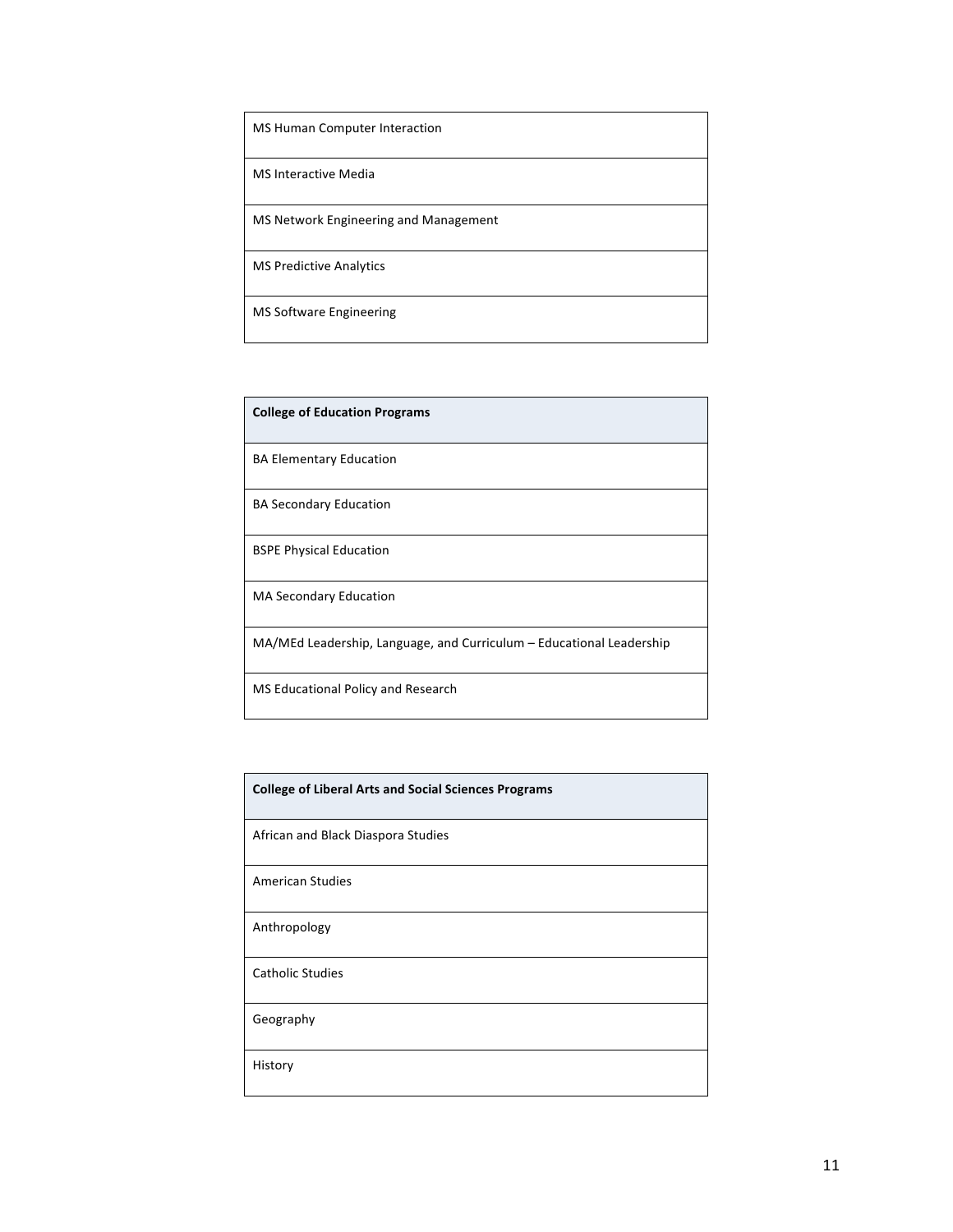| MS Human Computer Interaction |
| --- |
| MS Interactive Media |
| MS Network Engineering and Management |
| MS Predictive Analytics |
| MS Software Engineering |

| College of Education Programs |
| --- |
| BA Elementary Education |
| BA Secondary Education |
| BSPE Physical Education |
| MA Secondary Education |
| MA/MEd Leadership, Language, and Curriculum – Educational Leadership |
| MS Educational Policy and Research |

| College of Liberal Arts and Social Sciences Programs |
| --- |
| African and Black Diaspora Studies |
| American Studies |
| Anthropology |
| Catholic Studies |
| Geography |
| History |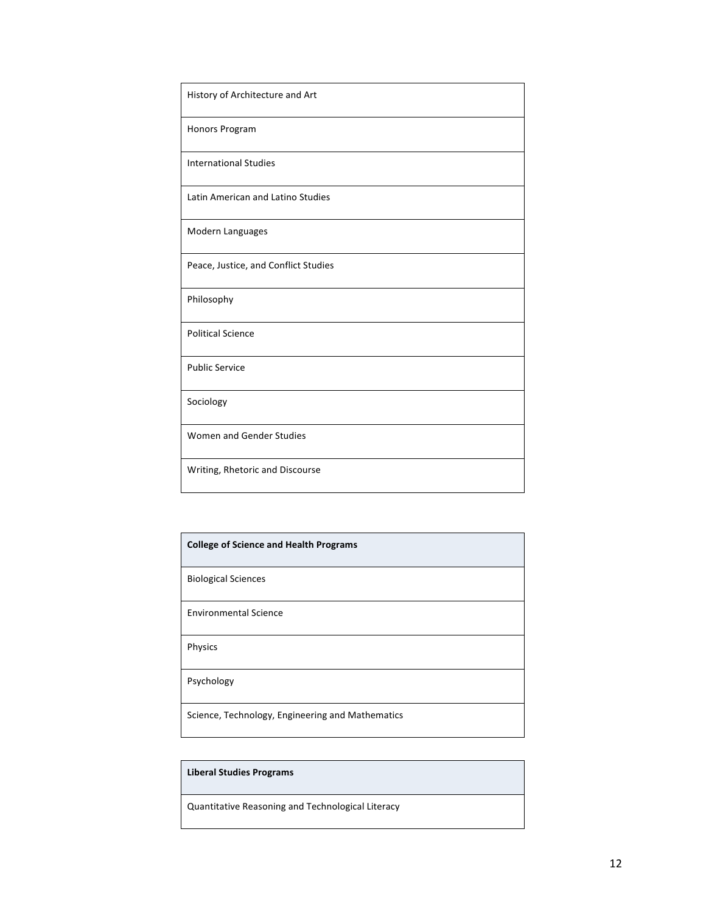| History of Architecture and Art |
| --- |
| Honors Program |
| International Studies |
| Latin American and Latino Studies |
| Modern Languages |
| Peace, Justice, and Conflict Studies |
| Philosophy |
| Political Science |
| Public Service |
| Sociology |
| Women and Gender Studies |
| Writing, Rhetoric and Discourse |

| **College of Science and Health Programs** |
| --- |
| Biological Sciences |
| Environmental Science |
| Physics |
| Psychology |
| Science, Technology, Engineering and Mathematics |

| **Liberal Studies Programs** |
| --- |
| Quantitative Reasoning and Technological Literacy |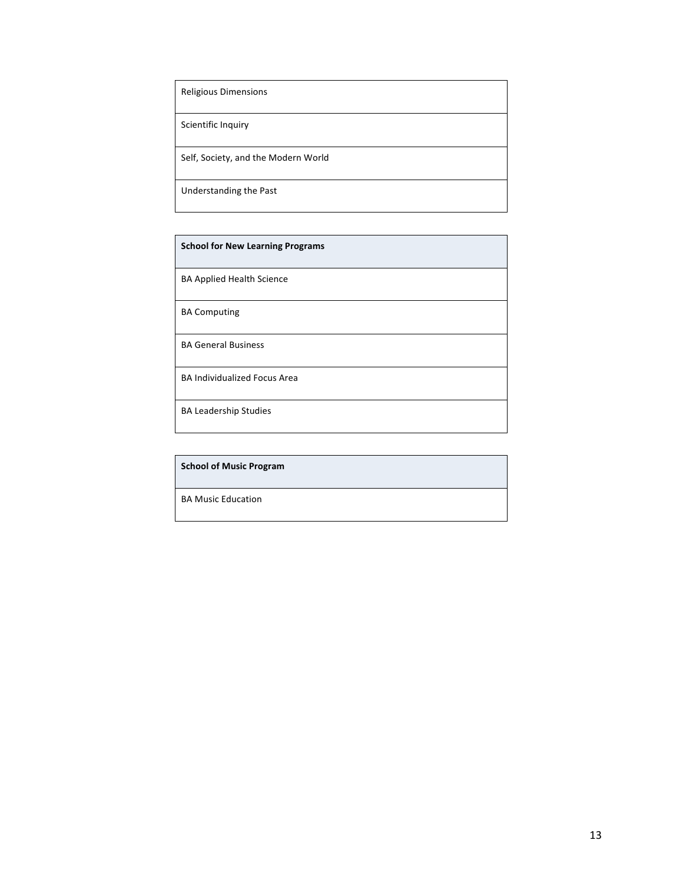| |
|---|
| Religious Dimensions |
| Scientific Inquiry |
| Self, Society, and the Modern World |
| Understanding the Past |

| **School for New Learning Programs** |
|---|
| BA Applied Health Science |
| BA Computing |
| BA General Business |
| BA Individualized Focus Area |
| BA Leadership Studies |

| **School of Music Program** |
|---|
| BA Music Education |